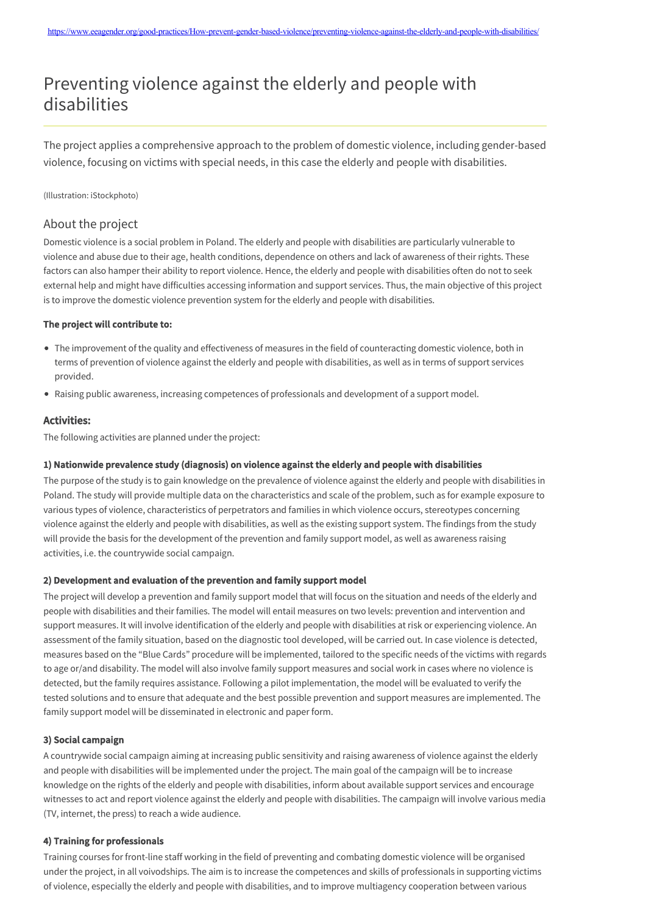https://www.eeagender.org/good-practices/How-prevent-gender-based-violence/preventing-violence-against-the-elderly-and-people-with-disabilities/

# Preventing violence against the elderly and people with disabilities

The project applies a comprehensive approach to the problem of domestic violence, including gender-based violence, focusing on victims with special needs, in this case the elderly and people with disabilities.

(Illustration: iStockphoto)

## About the project

Domestic violence is a social problem in Poland. The elderly and people with disabilities are particularly vulnerable to violence and abuse due to their age, health conditions, dependence on others and lack of awareness of their rights. These factors can also hamper their ability to report violence. Hence, the elderly and people with disabilities often do not to seek external help and might have difficulties accessing information and support services. Thus, the main objective of this project is to improve the domestic violence prevention system for the elderly and people with disabilities.

**The project will contribute to:**

- The improvement of the quality and effectiveness of measures in the field of counteracting domestic violence, both in terms of prevention of violence against the elderly and people with disabilities, as well as in terms of support services provided.
- Raising public awareness, increasing competences of professionals and development of a support model.

### Activities:

The following activities are planned under the project:

#### 1) Nationwide prevalence study (diagnosis) on violence against the elderly and people with disabilities

The purpose of the study is to gain knowledge on the prevalence of violence against the elderly and people with disabilities in Poland. The study will provide multiple data on the characteristics and scale of the problem, such as for example exposure to various types of violence, characteristics of perpetrators and families in which violence occurs, stereotypes concerning violence against the elderly and people with disabilities, as well as the existing support system. The findings from the study will provide the basis for the development of the prevention and family support model, as well as awareness raising activities, i.e. the countrywide social campaign.

#### 2) Development and evaluation of the prevention and family support model

The project will develop a prevention and family support model that will focus on the situation and needs of the elderly and people with disabilities and their families. The model will entail measures on two levels: prevention and intervention and support measures. It will involve identification of the elderly and people with disabilities at risk or experiencing violence. An assessment of the family situation, based on the diagnostic tool developed, will be carried out. In case violence is detected, measures based on the "Blue Cards" procedure will be implemented, tailored to the specific needs of the victims with regards to age or/and disability. The model will also involve family support measures and social work in cases where no violence is detected, but the family requires assistance. Following a pilot implementation, the model will be evaluated to verify the tested solutions and to ensure that adequate and the best possible prevention and support measures are implemented. The family support model will be disseminated in electronic and paper form.

#### 3) Social campaign

A countrywide social campaign aiming at increasing public sensitivity and raising awareness of violence against the elderly and people with disabilities will be implemented under the project. The main goal of the campaign will be to increase knowledge on the rights of the elderly and people with disabilities, inform about available support services and encourage witnesses to act and report violence against the elderly and people with disabilities. The campaign will involve various media (TV, internet, the press) to reach a wide audience.

#### 4) Training for professionals

Training courses for front-line staff working in the field of preventing and combating domestic violence will be organised under the project, in all voivodships. The aim is to increase the competences and skills of professionals in supporting victims of violence, especially the elderly and people with disabilities, and to improve multiagency cooperation between various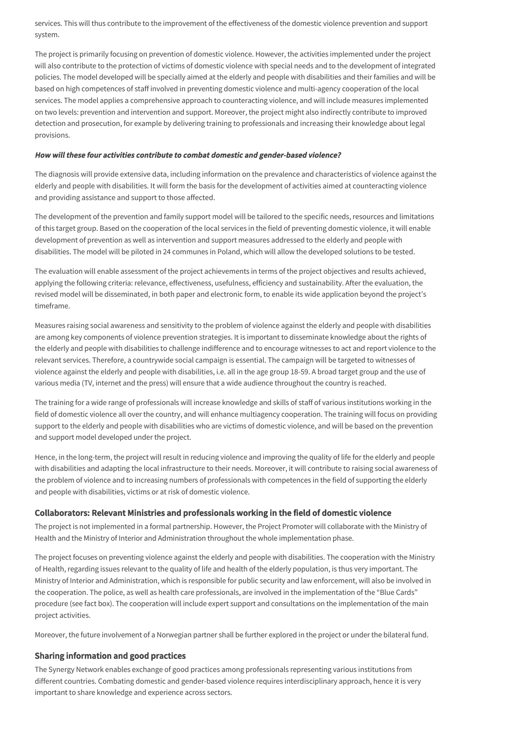services. This will thus contribute to the improvement of the effectiveness of the domestic violence prevention and support system.

The project is primarily focusing on prevention of domestic violence. However, the activities implemented under the project will also contribute to the protection of victims of domestic violence with special needs and to the development of integrated policies. The model developed will be specially aimed at the elderly and people with disabilities and their families and will be based on high competences of staff involved in preventing domestic violence and multi-agency cooperation of the local services. The model applies a comprehensive approach to counteracting violence, and will include measures implemented on two levels: prevention and intervention and support. Moreover, the project might also indirectly contribute to improved detection and prosecution, for example by delivering training to professionals and increasing their knowledge about legal provisions.

***How will these four activities contribute to combat domestic and gender-based violence?***

The diagnosis will provide extensive data, including information on the prevalence and characteristics of violence against the elderly and people with disabilities. It will form the basis for the development of activities aimed at counteracting violence and providing assistance and support to those affected.

The development of the prevention and family support model will be tailored to the specific needs, resources and limitations of this target group. Based on the cooperation of the local services in the field of preventing domestic violence, it will enable development of prevention as well as intervention and support measures addressed to the elderly and people with disabilities. The model will be piloted in 24 communes in Poland, which will allow the developed solutions to be tested.

The evaluation will enable assessment of the project achievements in terms of the project objectives and results achieved, applying the following criteria: relevance, effectiveness, usefulness, efficiency and sustainability. After the evaluation, the revised model will be disseminated, in both paper and electronic form, to enable its wide application beyond the project's timeframe.

Measures raising social awareness and sensitivity to the problem of violence against the elderly and people with disabilities are among key components of violence prevention strategies. It is important to disseminate knowledge about the rights of the elderly and people with disabilities to challenge indifference and to encourage witnesses to act and report violence to the relevant services. Therefore, a countrywide social campaign is essential. The campaign will be targeted to witnesses of violence against the elderly and people with disabilities, i.e. all in the age group 18-59. A broad target group and the use of various media (TV, internet and the press) will ensure that a wide audience throughout the country is reached.

The training for a wide range of professionals will increase knowledge and skills of staff of various institutions working in the field of domestic violence all over the country, and will enhance multiagency cooperation. The training will focus on providing support to the elderly and people with disabilities who are victims of domestic violence, and will be based on the prevention and support model developed under the project.

Hence, in the long-term, the project will result in reducing violence and improving the quality of life for the elderly and people with disabilities and adapting the local infrastructure to their needs. Moreover, it will contribute to raising social awareness of the problem of violence and to increasing numbers of professionals with competences in the field of supporting the elderly and people with disabilities, victims or at risk of domestic violence.

### Collaborators: Relevant Ministries and professionals working in the field of domestic violence

The project is not implemented in a formal partnership. However, the Project Promoter will collaborate with the Ministry of Health and the Ministry of Interior and Administration throughout the whole implementation phase.

The project focuses on preventing violence against the elderly and people with disabilities. The cooperation with the Ministry of Health, regarding issues relevant to the quality of life and health of the elderly population, is thus very important. The Ministry of Interior and Administration, which is responsible for public security and law enforcement, will also be involved in the cooperation. The police, as well as health care professionals, are involved in the implementation of the "Blue Cards" procedure (see fact box). The cooperation will include expert support and consultations on the implementation of the main project activities.

Moreover, the future involvement of a Norwegian partner shall be further explored in the project or under the bilateral fund.

### Sharing information and good practices

The Synergy Network enables exchange of good practices among professionals representing various institutions from different countries. Combating domestic and gender-based violence requires interdisciplinary approach, hence it is very important to share knowledge and experience across sectors.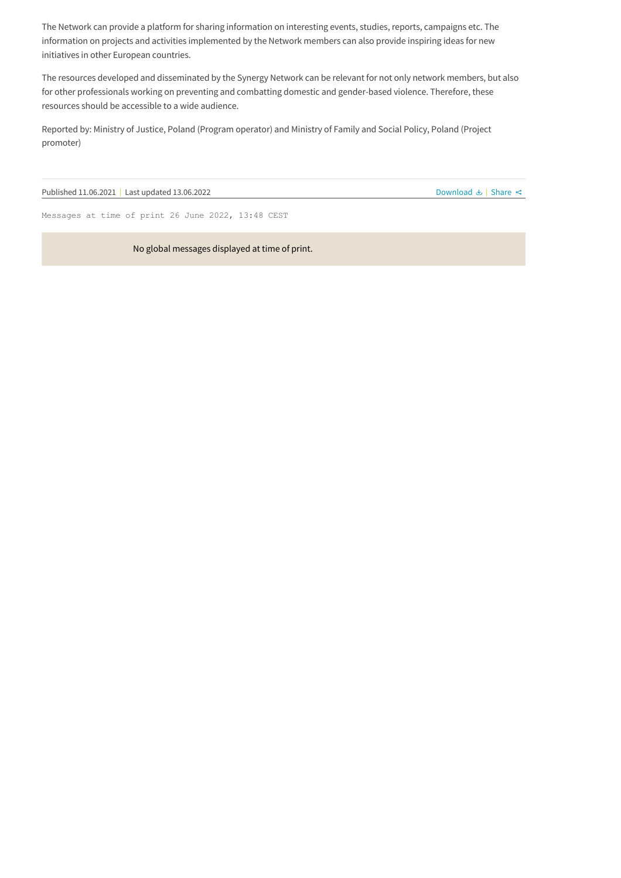The Network can provide a platform for sharing information on interesting events, studies, reports, campaigns etc. The information on projects and activities implemented by the Network members can also provide inspiring ideas for new initiatives in other European countries.

The resources developed and disseminated by the Synergy Network can be relevant for not only network members, but also for other professionals working on preventing and combatting domestic and gender-based violence. Therefore, these resources should be accessible to a wide audience.

Reported by: Ministry of Justice, Poland (Program operator) and Ministry of Family and Social Policy, Poland (Project promoter)

Published 11.06.2021 | Last updated 13.06.2022

Download | Share

Messages at time of print 26 June 2022, 13:48 CEST

No global messages displayed at time of print.